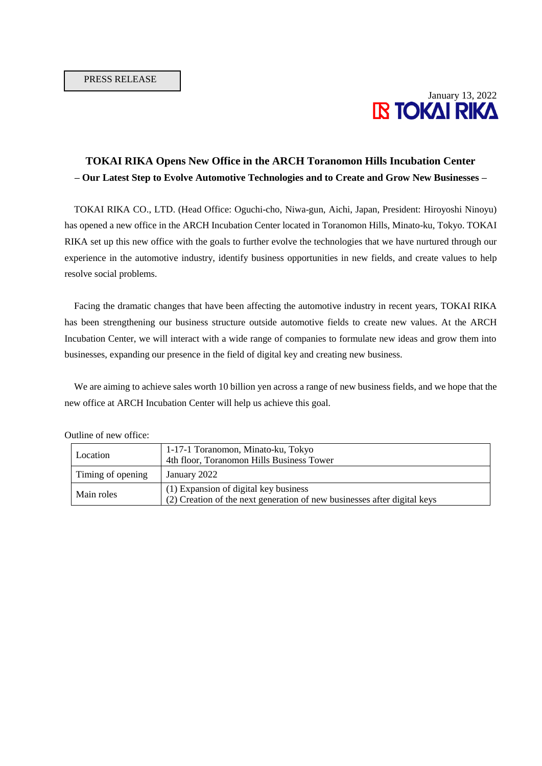PRESS RELEASE

January 13, 2022

TOKAI RIKA

## TOKAI RIKA Opens New Office in the ARCH Toranomon Hills Incubation Center

**– Our Latest Step to Evolve Automotive Technologies and to Create and Grow New Businesses –**

TOKAI RIKA CO., LTD. (Head Office: Oguchi-cho, Niwa-gun, Aichi, Japan, President: Hiroyoshi Ninoyu) has opened a new office in the ARCH Incubation Center located in Toranomon Hills, Minato-ku, Tokyo. TOKAI RIKA set up this new office with the goals to further evolve the technologies that we have nurtured through our experience in the automotive industry, identify business opportunities in new fields, and create values to help resolve social problems.

Facing the dramatic changes that have been affecting the automotive industry in recent years, TOKAI RIKA has been strengthening our business structure outside automotive fields to create new values. At the ARCH Incubation Center, we will interact with a wide range of companies to formulate new ideas and grow them into businesses, expanding our presence in the field of digital key and creating new business.

We are aiming to achieve sales worth 10 billion yen across a range of new business fields, and we hope that the new office at ARCH Incubation Center will help us achieve this goal.

Outline of new office:

| | |
|---|---|
| Location | 1-17-1 Toranomon, Minato-ku, Tokyo<br>4th floor, Toranomon Hills Business Tower |
| Timing of opening | January 2022 |
| Main roles | (1) Expansion of digital key business<br>(2) Creation of the next generation of new businesses after digital keys |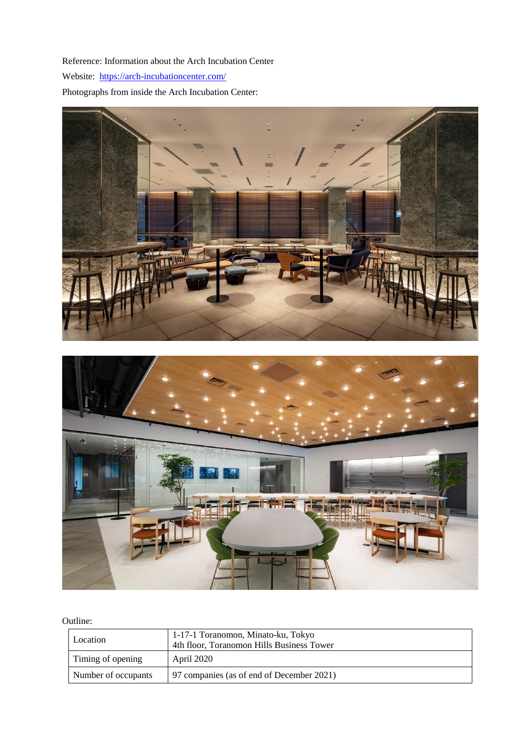Reference: Information about the Arch Incubation Center

Website: https://arch-incubationcenter.com/

Photographs from inside the Arch Incubation Center:

Outline:

| | |
|---|---|
| Location | 1-17-1 Toranomon, Minato-ku, Tokyo<br>4th floor, Toranomon Hills Business Tower |
| Timing of opening | April 2020 |
| Number of occupants | 97 companies (as of end of December 2021) |